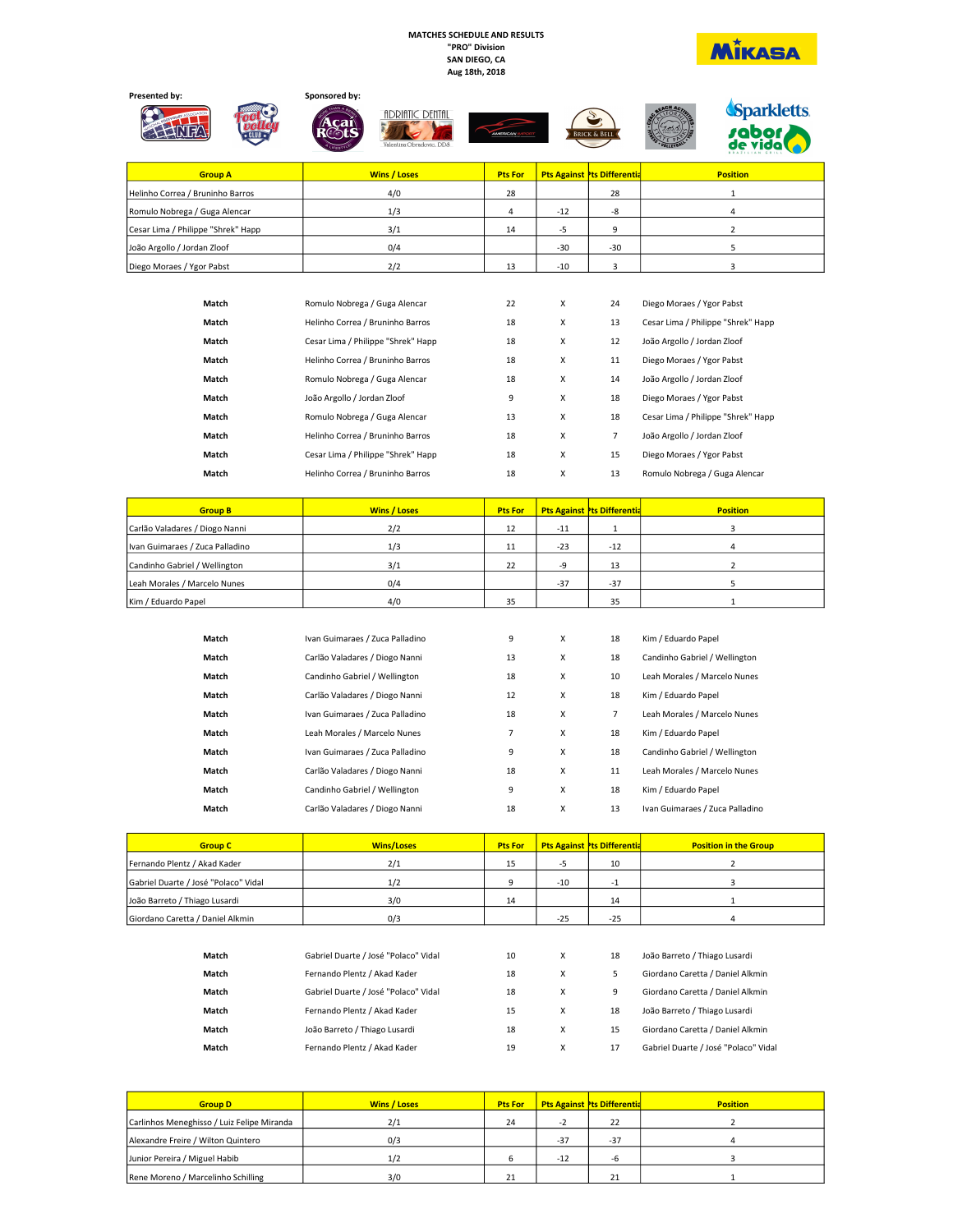# MATCHES SCHEDULE AND RESULTS
## "PRO" Division
## SAN DIEGO, CA
## Aug 18th, 2018

MIKASA

Presented by:

Sponsored by:

| Group A | Wins / Loses | Pts For | Pts Against | Pts Differentia | Position |
|---|---|---|---|---|---|
| Helinho Correa / Bruninho Barros | 4/0 | 28 | | 28 | 1 |
| Romulo Nobrega / Guga Alencar | 1/3 | 4 | -12 | -8 | 4 |
| Cesar Lima / Philippe "Shrek" Happ | 3/1 | 14 | -5 | 9 | 2 |
| João Argollo / Jordan Zloof | 0/4 | | -30 | -30 | 5 |
| Diego Moraes / Ygor Pabst | 2/2 | 13 | -10 | 3 | 3 |

| | | | | | |
|---|---|---|---|---|---|
| Match | Romulo Nobrega / Guga Alencar | 22 | X | 24 | Diego Moraes / Ygor Pabst |
| Match | Helinho Correa / Bruninho Barros | 18 | X | 13 | Cesar Lima / Philippe "Shrek" Happ |
| Match | Cesar Lima / Philippe "Shrek" Happ | 18 | X | 12 | João Argollo / Jordan Zloof |
| Match | Helinho Correa / Bruninho Barros | 18 | X | 11 | Diego Moraes / Ygor Pabst |
| Match | Romulo Nobrega / Guga Alencar | 18 | X | 14 | João Argollo / Jordan Zloof |
| Match | João Argollo / Jordan Zloof | 9 | X | 18 | Diego Moraes / Ygor Pabst |
| Match | Romulo Nobrega / Guga Alencar | 13 | X | 18 | Cesar Lima / Philippe "Shrek" Happ |
| Match | Helinho Correa / Bruninho Barros | 18 | X | 7 | João Argollo / Jordan Zloof |
| Match | Cesar Lima / Philippe "Shrek" Happ | 18 | X | 15 | Diego Moraes / Ygor Pabst |
| Match | Helinho Correa / Bruninho Barros | 18 | X | 13 | Romulo Nobrega / Guga Alencar |

| Group B | Wins / Loses | Pts For | Pts Against | Pts Differentia | Position |
|---|---|---|---|---|---|
| Carlão Valadares / Diogo Nanni | 2/2 | 12 | -11 | 1 | 3 |
| Ivan Guimaraes / Zuca Palladino | 1/3 | 11 | -23 | -12 | 4 |
| Candinho Gabriel / Wellington | 3/1 | 22 | -9 | 13 | 2 |
| Leah Morales / Marcelo Nunes | 0/4 | | -37 | -37 | 5 |
| Kim / Eduardo Papel | 4/0 | 35 | | 35 | 1 |

| | | | | | |
|---|---|---|---|---|---|
| Match | Ivan Guimaraes / Zuca Palladino | 9 | X | 18 | Kim / Eduardo Papel |
| Match | Carlão Valadares / Diogo Nanni | 13 | X | 18 | Candinho Gabriel / Wellington |
| Match | Candinho Gabriel / Wellington | 18 | X | 10 | Leah Morales / Marcelo Nunes |
| Match | Carlão Valadares / Diogo Nanni | 12 | X | 18 | Kim / Eduardo Papel |
| Match | Ivan Guimaraes / Zuca Palladino | 18 | X | 7 | Leah Morales / Marcelo Nunes |
| Match | Leah Morales / Marcelo Nunes | 7 | X | 18 | Kim / Eduardo Papel |
| Match | Ivan Guimaraes / Zuca Palladino | 9 | X | 18 | Candinho Gabriel / Wellington |
| Match | Carlão Valadares / Diogo Nanni | 18 | X | 11 | Leah Morales / Marcelo Nunes |
| Match | Candinho Gabriel / Wellington | 9 | X | 18 | Kim / Eduardo Papel |
| Match | Carlão Valadares / Diogo Nanni | 18 | X | 13 | Ivan Guimaraes / Zuca Palladino |

| Group C | Wins/Loses | Pts For | Pts Against | Pts Differentia | Position in the Group |
|---|---|---|---|---|---|
| Fernando Plentz / Akad Kader | 2/1 | 15 | -5 | 10 | 2 |
| Gabriel Duarte / José "Polaco" Vidal | 1/2 | 9 | -10 | -1 | 3 |
| João Barreto / Thiago Lusardi | 3/0 | 14 | | 14 | 1 |
| Giordano Caretta / Daniel Alkmin | 0/3 | | -25 | -25 | 4 |

| | | | | | |
|---|---|---|---|---|---|
| Match | Gabriel Duarte / José "Polaco" Vidal | 10 | X | 18 | João Barreto / Thiago Lusardi |
| Match | Fernando Plentz / Akad Kader | 18 | X | 5 | Giordano Caretta / Daniel Alkmin |
| Match | Gabriel Duarte / José "Polaco" Vidal | 18 | X | 9 | Giordano Caretta / Daniel Alkmin |
| Match | Fernando Plentz / Akad Kader | 15 | X | 18 | João Barreto / Thiago Lusardi |
| Match | João Barreto / Thiago Lusardi | 18 | X | 15 | Giordano Caretta / Daniel Alkmin |
| Match | Fernando Plentz / Akad Kader | 19 | X | 17 | Gabriel Duarte / José "Polaco" Vidal |

| Group D | Wins / Loses | Pts For | Pts Against | Pts Differentia | Position |
|---|---|---|---|---|---|
| Carlinhos Meneghisso / Luiz Felipe Miranda | 2/1 | 24 | -2 | 22 | 2 |
| Alexandre Freire / Wilton Quintero | 0/3 | | -37 | -37 | 4 |
| Junior Pereira / Miguel Habib | 1/2 | 6 | -12 | -6 | 3 |
| Rene Moreno / Marcelinho Schilling | 3/0 | 21 | | 21 | 1 |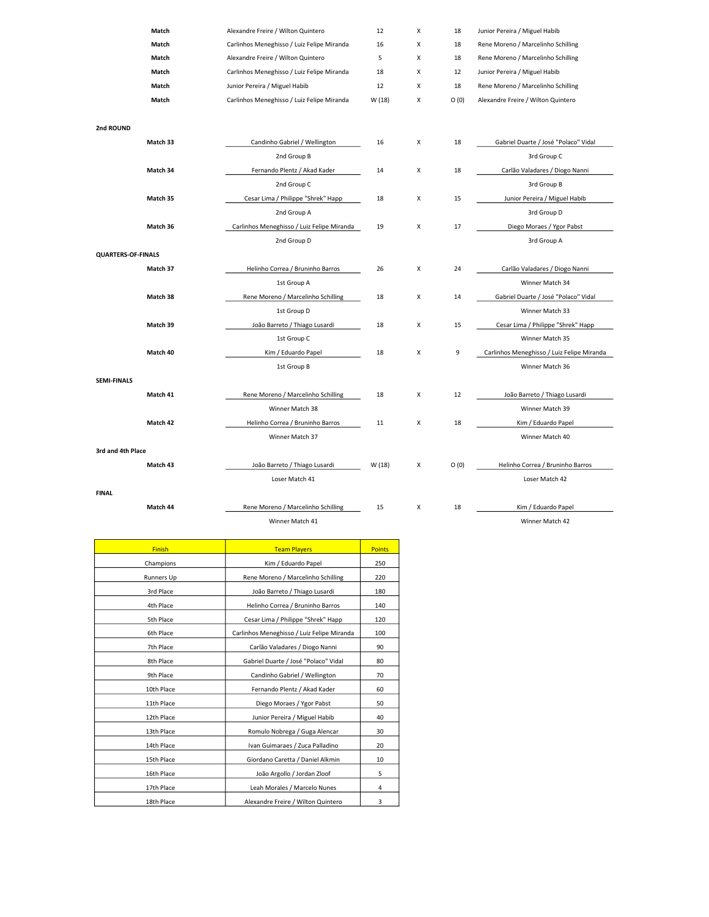| | | | | | |
|---|---|---|---|---|---|
| Match | Alexandre Freire / Wilton Quintero | 12 | X | 18 | Junior Pereira / Miguel Habib |
| Match | Carlinhos Meneghisso / Luiz Felipe Miranda | 16 | X | 18 | Rene Moreno / Marcelinho Schilling |
| Match | Alexandre Freire / Wilton Quintero | 5 | X | 18 | Rene Moreno / Marcelinho Schilling |
| Match | Carlinhos Meneghisso / Luiz Felipe Miranda | 18 | X | 12 | Junior Pereira / Miguel Habib |
| Match | Junior Pereira / Miguel Habib | 12 | X | 18 | Rene Moreno / Marcelinho Schilling |
| Match | Carlinhos Meneghisso / Luiz Felipe Miranda | W (18) | X | O (0) | Alexandre Freire / Wilton Quintero |

**2nd ROUND**

| | | | | | |
|---|---|---|---|---|---|
| Match 33 | Candinho Gabriel / Wellington | 16 | X | 18 | Gabriel Duarte / José "Polaco" Vidal |
| | 2nd Group B | | | | 3rd Group C |
| Match 34 | Fernando Plentz / Akad Kader | 14 | X | 18 | Carlão Valadares / Diogo Nanni |
| | 2nd Group C | | | | 3rd Group B |
| Match 35 | Cesar Lima / Philippe "Shrek" Happ | 18 | X | 15 | Junior Pereira / Miguel Habib |
| | 2nd Group A | | | | 3rd Group D |
| Match 36 | Carlinhos Meneghisso / Luiz Felipe Miranda | 19 | X | 17 | Diego Moraes / Ygor Pabst |
| | 2nd Group D | | | | 3rd Group A |

**QUARTERS-OF-FINALS**

| | | | | | |
|---|---|---|---|---|---|
| Match 37 | Helinho Correa / Bruninho Barros | 26 | X | 24 | Carlão Valadares / Diogo Nanni |
| | 1st Group A | | | | Winner Match 34 |
| Match 38 | Rene Moreno / Marcelinho Schilling | 18 | X | 14 | Gabriel Duarte / José "Polaco" Vidal |
| | 1st Group D | | | | Winner Match 33 |
| Match 39 | João Barreto / Thiago Lusardi | 18 | X | 15 | Cesar Lima / Philippe "Shrek" Happ |
| | 1st Group C | | | | Winner Match 35 |
| Match 40 | Kim / Eduardo Papel | 18 | X | 9 | Carlinhos Meneghisso / Luiz Felipe Miranda |
| | 1st Group B | | | | Winner Match 36 |

**SEMI-FINALS**

| | | | | | |
|---|---|---|---|---|---|
| Match 41 | Rene Moreno / Marcelinho Schilling | 18 | X | 12 | João Barreto / Thiago Lusardi |
| | Winner Match 38 | | | | Winner Match 39 |
| Match 42 | Helinho Correa / Bruninho Barros | 11 | X | 18 | Kim / Eduardo Papel |
| | Winner Match 37 | | | | Winner Match 40 |

**3rd and 4th Place**

| | | | | | |
|---|---|---|---|---|---|
| Match 43 | João Barreto / Thiago Lusardi | W (18) | X | O (0) | Helinho Correa / Bruninho Barros |
| | Loser Match 41 | | | | Loser Match 42 |

**FINAL**

| | | | | | |
|---|---|---|---|---|---|
| Match 44 | Rene Moreno / Marcelinho Schilling | 15 | X | 18 | Kim / Eduardo Papel |
| | Winner Match 41 | | | | Winner Match 42 |

| Finish | Team Players | Points |
|---|---|---|
| Champions | Kim / Eduardo Papel | 250 |
| Runners Up | Rene Moreno / Marcelinho Schilling | 220 |
| 3rd Place | João Barreto / Thiago Lusardi | 180 |
| 4th Place | Helinho Correa / Bruninho Barros | 140 |
| 5th Place | Cesar Lima / Philippe "Shrek" Happ | 120 |
| 6th Place | Carlinhos Meneghisso / Luiz Felipe Miranda | 100 |
| 7th Place | Carlão Valadares / Diogo Nanni | 90 |
| 8th Place | Gabriel Duarte / José "Polaco" Vidal | 80 |
| 9th Place | Candinho Gabriel / Wellington | 70 |
| 10th Place | Fernando Plentz / Akad Kader | 60 |
| 11th Place | Diego Moraes / Ygor Pabst | 50 |
| 12th Place | Junior Pereira / Miguel Habib | 40 |
| 13th Place | Romulo Nobrega / Guga Alencar | 30 |
| 14th Place | Ivan Guimaraes / Zuca Palladino | 20 |
| 15th Place | Giordano Caretta / Daniel Alkmin | 10 |
| 16th Place | João Argollo / Jordan Zloof | 5 |
| 17th Place | Leah Morales / Marcelo Nunes | 4 |
| 18th Place | Alexandre Freire / Wilton Quintero | 3 |